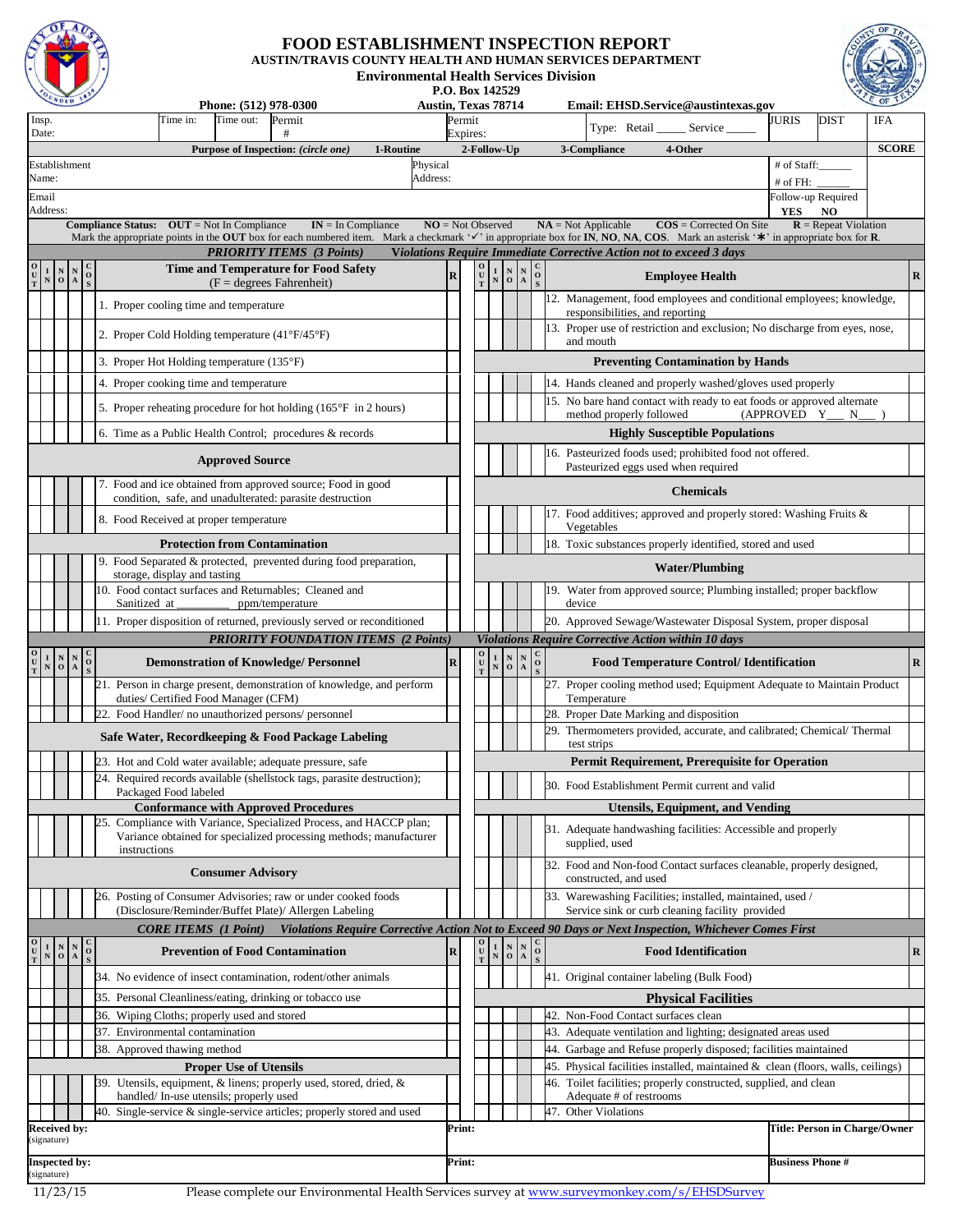# FOOD ESTABLISHMENT INSPECTION REPORT

**AUSTIN/TRAVIS COUNTY HEALTH AND HUMAN SERVICES DEPARTMENT**

**Environmental Health Services Division**

**P.O. Box 142529**

**Austin, Texas 78714**

**Phone: (512) 978-0300**

**Email: EHSD.Service@austintexas.gov**

| Insp. Date: | Time in: | Time out: | Permit # | Permit Expires: | Type: Retail _____ Service _____ | JURIS | DIST | IFA |
|---|---|---|---|---|---|---|---|---|

**Purpose of Inspection:** *(circle one)* **1-Routine** **2-Follow-Up** **3-Compliance** **4-Other** **SCORE**

| Establishment Name: | Physical Address: | # of Staff:______ # of FH: ______ |
|---|---|---|
| Email Address: | | Follow-up Required YES NO |

**Compliance Status:** **OUT** = Not In Compliance **IN** = In Compliance **NO** = Not Observed **NA** = Not Applicable **COS** = Corrected On Site **R** = Repeat Violation

Mark the appropriate points in the **OUT** box for each numbered item. Mark a checkmark '✓' in appropriate box for **IN, NO, NA, COS**. Mark an asterisk '*' in appropriate box for **R**.

## *PRIORITY ITEMS (3 Points)* — *Violations Require Immediate Corrective Action not to exceed 3 days*

| OUT | IN | NO | NA | COS | Time and Temperature for Food Safety (F = degrees Fahrenheit) | R |
|---|---|---|---|---|---|---|
| | | | | | 1. Proper cooling time and temperature | |
| | | | | | 2. Proper Cold Holding temperature (41°F/45°F) | |
| | | | | | 3. Proper Hot Holding temperature (135°F) | |
| | | | | | 4. Proper cooking time and temperature | |
| | | | | | 5. Proper reheating procedure for hot holding (165°F in 2 hours) | |
| | | | | | 6. Time as a Public Health Control; procedures & records | |
| | | | | | **Approved Source** | |
| | | | | | 7. Food and ice obtained from approved source; Food in good condition, safe, and unadulterated: parasite destruction | |
| | | | | | 8. Food Received at proper temperature | |
| | | | | | **Protection from Contamination** | |
| | | | | | 9. Food Separated & protected, prevented during food preparation, storage, display and tasting | |
| | | | | | 10. Food contact surfaces and Returnables; Cleaned and Sanitized at _________ ppm/temperature | |
| | | | | | 11. Proper disposition of returned, previously served or reconditioned | |

| OUT | IN | NO | NA | COS | Employee Health | R |
|---|---|---|---|---|---|---|
| | | | | | 12. Management, food employees and conditional employees; knowledge, responsibilities, and reporting | |
| | | | | | 13. Proper use of restriction and exclusion; No discharge from eyes, nose, and mouth | |
| | | | | | **Preventing Contamination by Hands** | |
| | | | | | 14. Hands cleaned and properly washed/gloves used properly | |
| | | | | | 15. No bare hand contact with ready to eat foods or approved alternate method properly followed (APPROVED Y___ N___ ) | |
| | | | | | **Highly Susceptible Populations** | |
| | | | | | 16. Pasteurized foods used; prohibited food not offered. Pasteurized eggs used when required | |
| | | | | | **Chemicals** | |
| | | | | | 17. Food additives; approved and properly stored: Washing Fruits & Vegetables | |
| | | | | | 18. Toxic substances properly identified, stored and used | |
| | | | | | **Water/Plumbing** | |
| | | | | | 19. Water from approved source; Plumbing installed; proper backflow device | |
| | | | | | 20. Approved Sewage/Wastewater Disposal System, proper disposal | |

## *PRIORITY FOUNDATION ITEMS (2 Points)* — *Violations Require Corrective Action within 10 days*

| OUT | IN | NO | NA | COS | Demonstration of Knowledge/ Personnel | R |
|---|---|---|---|---|---|---|
| | | | | | 21. Person in charge present, demonstration of knowledge, and perform duties/ Certified Food Manager (CFM) | |
| | | | | | 22. Food Handler/ no unauthorized persons/ personnel | |
| | | | | | **Safe Water, Recordkeeping & Food Package Labeling** | |
| | | | | | 23. Hot and Cold water available; adequate pressure, safe | |
| | | | | | 24. Required records available (shellstock tags, parasite destruction); Packaged Food labeled | |
| | | | | | **Conformance with Approved Procedures** | |
| | | | | | 25. Compliance with Variance, Specialized Process, and HACCP plan; Variance obtained for specialized processing methods; manufacturer instructions | |
| | | | | | **Consumer Advisory** | |
| | | | | | 26. Posting of Consumer Advisories; raw or under cooked foods (Disclosure/Reminder/Buffet Plate)/ Allergen Labeling | |

| OUT | IN | NO | NA | COS | Food Temperature Control/ Identification | R |
|---|---|---|---|---|---|---|
| | | | | | 27. Proper cooling method used; Equipment Adequate to Maintain Product Temperature | |
| | | | | | 28. Proper Date Marking and disposition | |
| | | | | | 29. Thermometers provided, accurate, and calibrated; Chemical/ Thermal test strips | |
| | | | | | **Permit Requirement, Prerequisite for Operation** | |
| | | | | | 30. Food Establishment Permit current and valid | |
| | | | | | **Utensils, Equipment, and Vending** | |
| | | | | | 31. Adequate handwashing facilities: Accessible and properly supplied, used | |
| | | | | | 32. Food and Non-food Contact surfaces cleanable, properly designed, constructed, and used | |
| | | | | | 33. Warewashing Facilities; installed, maintained, used / Service sink or curb cleaning facility provided | |

## *CORE ITEMS (1 Point)* — *Violations Require Corrective Action Not to Exceed 90 Days or Next Inspection, Whichever Comes First*

| OUT | IN | NO | NA | COS | Prevention of Food Contamination | R |
|---|---|---|---|---|---|---|
| | | | | | 34. No evidence of insect contamination, rodent/other animals | |
| | | | | | 35. Personal Cleanliness/eating, drinking or tobacco use | |
| | | | | | 36. Wiping Cloths; properly used and stored | |
| | | | | | 37. Environmental contamination | |
| | | | | | 38. Approved thawing method | |
| | | | | | **Proper Use of Utensils** | |
| | | | | | 39. Utensils, equipment, & linens; properly used, stored, dried, & handled/ In-use utensils; properly used | |
| | | | | | 40. Single-service & single-service articles; properly stored and used | |

| OUT | IN | NO | NA | COS | Food Identification | R |
|---|---|---|---|---|---|---|
| | | | | | 41. Original container labeling (Bulk Food) | |
| | | | | | **Physical Facilities** | |
| | | | | | 42. Non-Food Contact surfaces clean | |
| | | | | | 43. Adequate ventilation and lighting; designated areas used | |
| | | | | | 44. Garbage and Refuse properly disposed; facilities maintained | |
| | | | | | 45. Physical facilities installed, maintained & clean (floors, walls, ceilings) | |
| | | | | | 46. Toilet facilities; properly constructed, supplied, and clean Adequate # of restrooms | |
| | | | | | 47. Other Violations | |

| Received by: (signature) | Print: | Title: Person in Charge/Owner |
|---|---|---|
| **Inspected by:** (signature) | **Print:** | **Business Phone #** |

11/23/15 Please complete our Environmental Health Services survey at www.surveymonkey.com/s/EHSDSurvey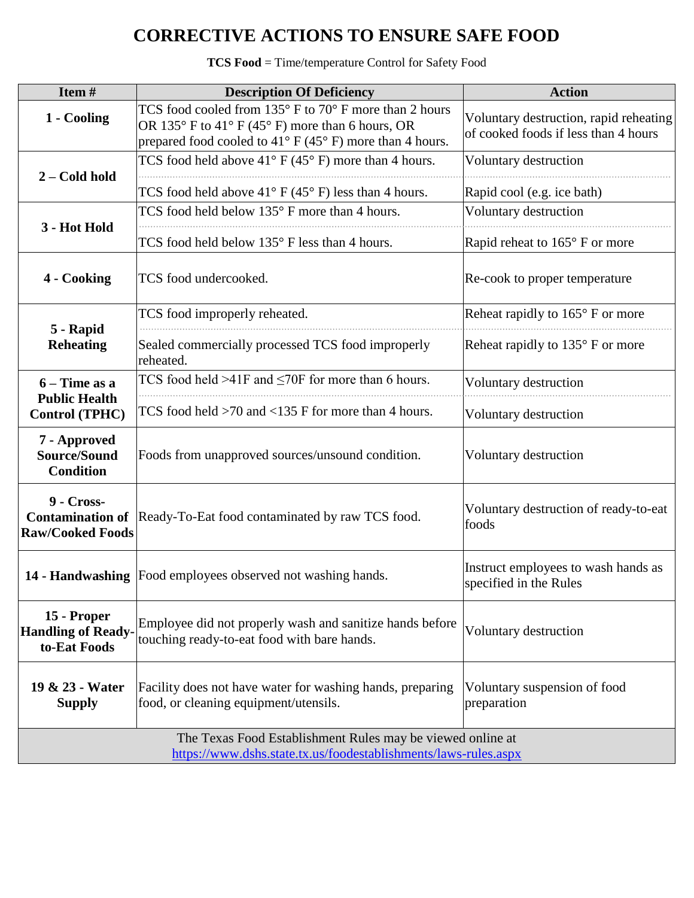# CORRECTIVE ACTIONS TO ENSURE SAFE FOOD

**TCS Food** = Time/temperature Control for Safety Food

| Item # | Description Of Deficiency | Action |
|---|---|---|
| **1 - Cooling** | TCS food cooled from 135° F to 70° F more than 2 hours OR 135° F to 41° F (45° F) more than 6 hours, OR prepared food cooled to 41° F (45° F) more than 4 hours. | Voluntary destruction, rapid reheating of cooked foods if less than 4 hours |
| **2 – Cold hold** | TCS food held above 41° F (45° F) more than 4 hours. | Voluntary destruction |
| | TCS food held above 41° F (45° F) less than 4 hours. | Rapid cool (e.g. ice bath) |
| **3 - Hot Hold** | TCS food held below 135° F more than 4 hours. | Voluntary destruction |
| | TCS food held below 135° F less than 4 hours. | Rapid reheat to 165° F or more |
| **4 - Cooking** | TCS food undercooked. | Re-cook to proper temperature |
| **5 - Rapid Reheating** | TCS food improperly reheated. | Reheat rapidly to 165° F or more |
| | Sealed commercially processed TCS food improperly reheated. | Reheat rapidly to 135° F or more |
| **6 – Time as a Public Health Control (TPHC)** | TCS food held >41F and ≤70F for more than 6 hours. | Voluntary destruction |
| | TCS food held >70 and <135 F for more than 4 hours. | Voluntary destruction |
| **7 - Approved Source/Sound Condition** | Foods from unapproved sources/unsound condition. | Voluntary destruction |
| **9 - Cross-Contamination of Raw/Cooked Foods** | Ready-To-Eat food contaminated by raw TCS food. | Voluntary destruction of ready-to-eat foods |
| **14 - Handwashing** | Food employees observed not washing hands. | Instruct employees to wash hands as specified in the Rules |
| **15 - Proper Handling of Ready-to-Eat Foods** | Employee did not properly wash and sanitize hands before touching ready-to-eat food with bare hands. | Voluntary destruction |
| **19 & 23 - Water Supply** | Facility does not have water for washing hands, preparing food, or cleaning equipment/utensils. | Voluntary suspension of food preparation |

The Texas Food Establishment Rules may be viewed online at https://www.dshs.state.tx.us/foodestablishments/laws-rules.aspx